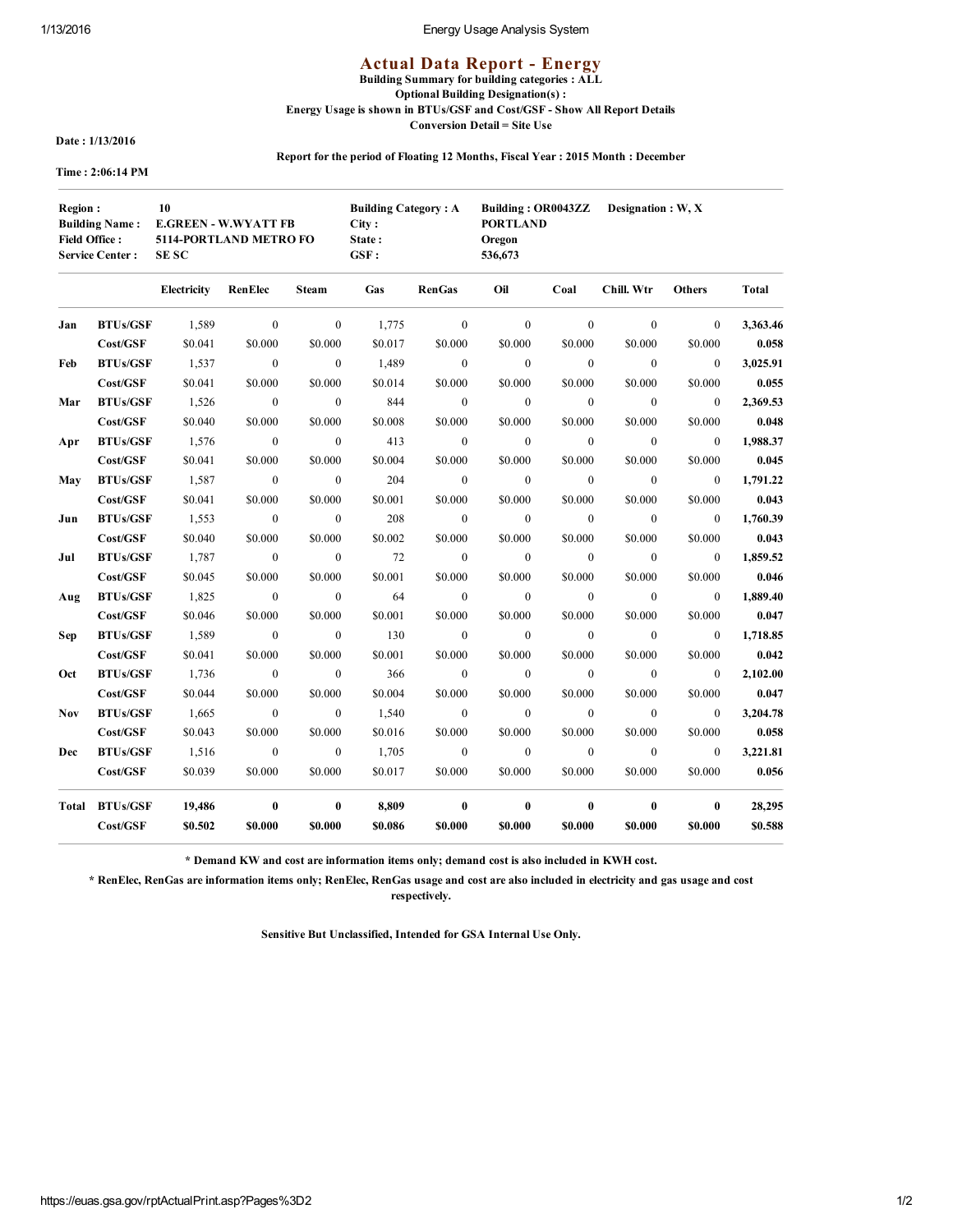# Actual Data Report - Energy

**Building Summary for building categories : ALL**

**Optional Building Designation(s) :**

**Energy Usage is shown in BTUs/GSF and Cost/GSF - Show All Report Details**

**Conversion Detail = Site Use**

**Date : 1/13/2016**

**Report for the period of Floating 12 Months, Fiscal Year : 2015 Month : December**

**Time : 2:06:14 PM**

| | | | | |
|---|---|---|---|---|
| **Region :** | **10** | **Building Category : A** | **Building : OR0043ZZ** | **Designation : W, X** |
| **Building Name :** | **E.GREEN - W.WYATT FB** | **City :** | **PORTLAND** | |
| **Field Office :** | **5114-PORTLAND METRO FO** | **State :** | **Oregon** | |
| **Service Center :** | **SE SC** | **GSF :** | **536,673** | |

| | | Electricity | RenElec | Steam | Gas | RenGas | Oil | Coal | Chill. Wtr | Others | Total |
|---|---|---|---|---|---|---|---|---|---|---|---|
| **Jan** | **BTUs/GSF** | 1,589 | 0 | 0 | 1,775 | 0 | 0 | 0 | 0 | 0 | **3,363.46** |
| | **Cost/GSF** | $0.041 | $0.000 | $0.000 | $0.017 | $0.000 | $0.000 | $0.000 | $0.000 | $0.000 | **0.058** |
| **Feb** | **BTUs/GSF** | 1,537 | 0 | 0 | 1,489 | 0 | 0 | 0 | 0 | 0 | **3,025.91** |
| | **Cost/GSF** | $0.041 | $0.000 | $0.000 | $0.014 | $0.000 | $0.000 | $0.000 | $0.000 | $0.000 | **0.055** |
| **Mar** | **BTUs/GSF** | 1,526 | 0 | 0 | 844 | 0 | 0 | 0 | 0 | 0 | **2,369.53** |
| | **Cost/GSF** | $0.040 | $0.000 | $0.000 | $0.008 | $0.000 | $0.000 | $0.000 | $0.000 | $0.000 | **0.048** |
| **Apr** | **BTUs/GSF** | 1,576 | 0 | 0 | 413 | 0 | 0 | 0 | 0 | 0 | **1,988.37** |
| | **Cost/GSF** | $0.041 | $0.000 | $0.000 | $0.004 | $0.000 | $0.000 | $0.000 | $0.000 | $0.000 | **0.045** |
| **May** | **BTUs/GSF** | 1,587 | 0 | 0 | 204 | 0 | 0 | 0 | 0 | 0 | **1,791.22** |
| | **Cost/GSF** | $0.041 | $0.000 | $0.000 | $0.001 | $0.000 | $0.000 | $0.000 | $0.000 | $0.000 | **0.043** |
| **Jun** | **BTUs/GSF** | 1,553 | 0 | 0 | 208 | 0 | 0 | 0 | 0 | 0 | **1,760.39** |
| | **Cost/GSF** | $0.040 | $0.000 | $0.000 | $0.002 | $0.000 | $0.000 | $0.000 | $0.000 | $0.000 | **0.043** |
| **Jul** | **BTUs/GSF** | 1,787 | 0 | 0 | 72 | 0 | 0 | 0 | 0 | 0 | **1,859.52** |
| | **Cost/GSF** | $0.045 | $0.000 | $0.000 | $0.001 | $0.000 | $0.000 | $0.000 | $0.000 | $0.000 | **0.046** |
| **Aug** | **BTUs/GSF** | 1,825 | 0 | 0 | 64 | 0 | 0 | 0 | 0 | 0 | **1,889.40** |
| | **Cost/GSF** | $0.046 | $0.000 | $0.000 | $0.001 | $0.000 | $0.000 | $0.000 | $0.000 | $0.000 | **0.047** |
| **Sep** | **BTUs/GSF** | 1,589 | 0 | 0 | 130 | 0 | 0 | 0 | 0 | 0 | **1,718.85** |
| | **Cost/GSF** | $0.041 | $0.000 | $0.000 | $0.001 | $0.000 | $0.000 | $0.000 | $0.000 | $0.000 | **0.042** |
| **Oct** | **BTUs/GSF** | 1,736 | 0 | 0 | 366 | 0 | 0 | 0 | 0 | 0 | **2,102.00** |
| | **Cost/GSF** | $0.044 | $0.000 | $0.000 | $0.004 | $0.000 | $0.000 | $0.000 | $0.000 | $0.000 | **0.047** |
| **Nov** | **BTUs/GSF** | 1,665 | 0 | 0 | 1,540 | 0 | 0 | 0 | 0 | 0 | **3,204.78** |
| | **Cost/GSF** | $0.043 | $0.000 | $0.000 | $0.016 | $0.000 | $0.000 | $0.000 | $0.000 | $0.000 | **0.058** |
| **Dec** | **BTUs/GSF** | 1,516 | 0 | 0 | 1,705 | 0 | 0 | 0 | 0 | 0 | **3,221.81** |
| | **Cost/GSF** | $0.039 | $0.000 | $0.000 | $0.017 | $0.000 | $0.000 | $0.000 | $0.000 | $0.000 | **0.056** |
| **Total** | **BTUs/GSF** | **19,486** | **0** | **0** | **8,809** | **0** | **0** | **0** | **0** | **0** | **28,295** |
| | **Cost/GSF** | **$0.502** | **$0.000** | **$0.000** | **$0.086** | **$0.000** | **$0.000** | **$0.000** | **$0.000** | **$0.000** | **$0.588** |

**\* Demand KW and cost are information items only; demand cost is also included in KWH cost.**

**\* RenElec, RenGas are information items only; RenElec, RenGas usage and cost are also included in electricity and gas usage and cost respectively.**

**Sensitive But Unclassified, Intended for GSA Internal Use Only.**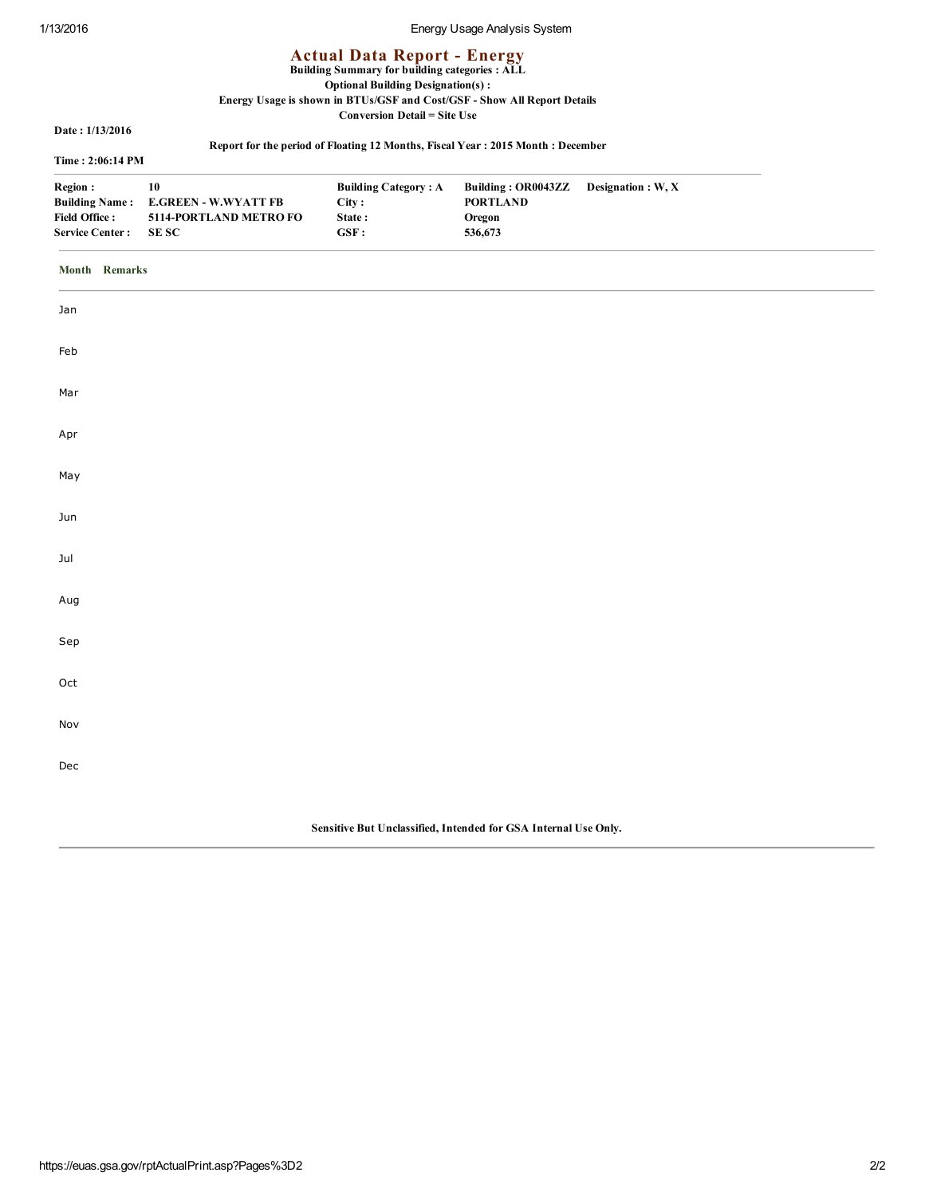# Actual Data Report - Energy

**Building Summary for building categories : ALL**

**Optional Building Designation(s) :**

**Energy Usage is shown in BTUs/GSF and Cost/GSF - Show All Report Details**

**Conversion Detail = Site Use**

**Date : 1/13/2016**

**Report for the period of Floating 12 Months, Fiscal Year : 2015 Month : December**

**Time : 2:06:14 PM**

| | | | | |
|---|---|---|---|---|
| **Region :** | **10** | **Building Category : A** | **Building : OR0043ZZ** | **Designation : W, X** |
| **Building Name :** | **E.GREEN - W.WYATT FB** | **City :** | **PORTLAND** | |
| **Field Office :** | **5114-PORTLAND METRO FO** | **State :** | **Oregon** | |
| **Service Center :** | **SE SC** | **GSF :** | **536,673** | |

| Month | Remarks |
|---|---|
| Jan | |
| Feb | |
| Mar | |
| Apr | |
| May | |
| Jun | |
| Jul | |
| Aug | |
| Sep | |
| Oct | |
| Nov | |
| Dec | |

**Sensitive But Unclassified, Intended for GSA Internal Use Only.**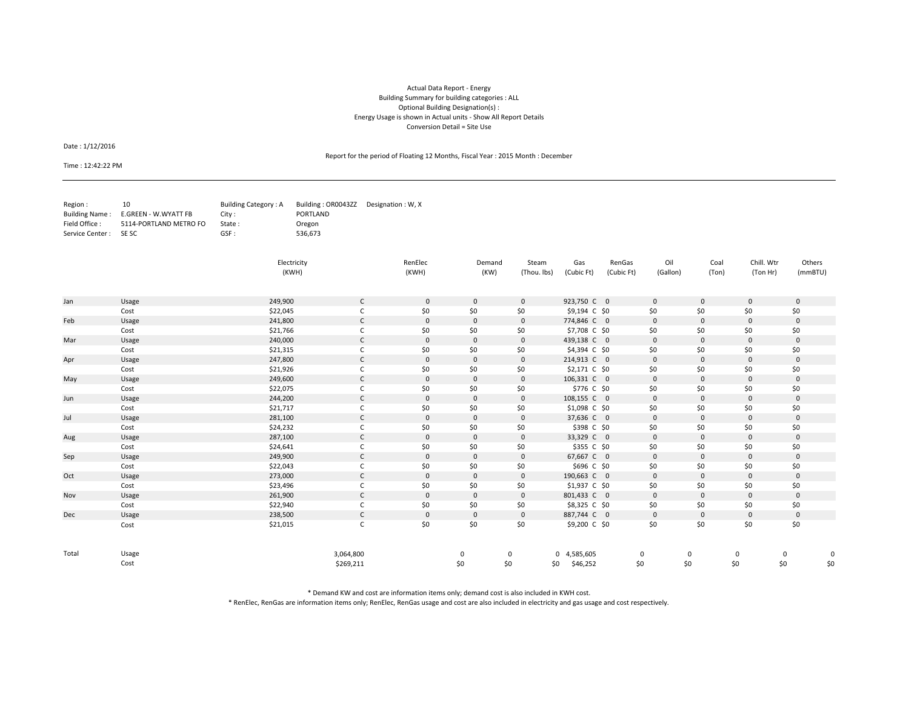Actual Data Report - Energy
Building Summary for building categories : ALL
Optional Building Designation(s) :
Energy Usage is shown in Actual units - Show All Report Details
Conversion Detail = Site Use

Date : 1/12/2016

Time : 12:42:22 PM

Report for the period of Floating 12 Months, Fiscal Year : 2015 Month : December

| | | | | | |
|---|---|---|---|---|---|
| Region : | 10 | Building Category : A | Building : OR0043ZZ | Designation : W, X |
| Building Name : | E.GREEN - W.WYATT FB | City : | PORTLAND | |
| Field Office : | 5114-PORTLAND METRO FO | State : | Oregon | |
| Service Center : | SE SC | GSF : | 536,673 | |

| | | Electricity (KWH) | | RenElec (KWH) | Demand (KW) | Steam (Thou. lbs) | Gas (Cubic Ft) | | RenGas (Cubic Ft) | Oil (Gallon) | Coal (Ton) | Chill. Wtr (Ton Hr) | Others (mmBTU) |
|---|---|---|---|---|---|---|---|---|---|---|---|---|---|
| Jan | Usage | 249,900 | C | 0 | 0 | 0 | 923,750 | C | 0 | 0 | 0 | 0 | 0 |
| | Cost | $22,045 | C | $0 | $0 | $0 | $9,194 | C | $0 | $0 | $0 | $0 | $0 |
| Feb | Usage | 241,800 | C | 0 | 0 | 0 | 774,846 | C | 0 | 0 | 0 | 0 | 0 |
| | Cost | $21,766 | C | $0 | $0 | $0 | $7,708 | C | $0 | $0 | $0 | $0 | $0 |
| Mar | Usage | 240,000 | C | 0 | 0 | 0 | 439,138 | C | 0 | 0 | 0 | 0 | 0 |
| | Cost | $21,315 | C | $0 | $0 | $0 | $4,394 | C | $0 | $0 | $0 | $0 | $0 |
| Apr | Usage | 247,800 | C | 0 | 0 | 0 | 214,913 | C | 0 | 0 | 0 | 0 | 0 |
| | Cost | $21,926 | C | $0 | $0 | $0 | $2,171 | C | $0 | $0 | $0 | $0 | $0 |
| May | Usage | 249,600 | C | 0 | 0 | 0 | 106,331 | C | 0 | 0 | 0 | 0 | 0 |
| | Cost | $22,075 | C | $0 | $0 | $0 | $776 | C | $0 | $0 | $0 | $0 | $0 |
| Jun | Usage | 244,200 | C | 0 | 0 | 0 | 108,155 | C | 0 | 0 | 0 | 0 | 0 |
| | Cost | $21,717 | C | $0 | $0 | $0 | $1,098 | C | $0 | $0 | $0 | $0 | $0 |
| Jul | Usage | 281,100 | C | 0 | 0 | 0 | 37,636 | C | 0 | 0 | 0 | 0 | 0 |
| | Cost | $24,232 | C | $0 | $0 | $0 | $398 | C | $0 | $0 | $0 | $0 | $0 |
| Aug | Usage | 287,100 | C | 0 | 0 | 0 | 33,329 | C | 0 | 0 | 0 | 0 | 0 |
| | Cost | $24,641 | C | $0 | $0 | $0 | $355 | C | $0 | $0 | $0 | $0 | $0 |
| Sep | Usage | 249,900 | C | 0 | 0 | 0 | 67,667 | C | 0 | 0 | 0 | 0 | 0 |
| | Cost | $22,043 | C | $0 | $0 | $0 | $696 | C | $0 | $0 | $0 | $0 | $0 |
| Oct | Usage | 273,000 | C | 0 | 0 | 0 | 190,663 | C | 0 | 0 | 0 | 0 | 0 |
| | Cost | $23,496 | C | $0 | $0 | $0 | $1,937 | C | $0 | $0 | $0 | $0 | $0 |
| Nov | Usage | 261,900 | C | 0 | 0 | 0 | 801,433 | C | 0 | 0 | 0 | 0 | 0 |
| | Cost | $22,940 | C | $0 | $0 | $0 | $8,325 | C | $0 | $0 | $0 | $0 | $0 |
| Dec | Usage | 238,500 | C | 0 | 0 | 0 | 887,744 | C | 0 | 0 | 0 | 0 | 0 |
| | Cost | $21,015 | C | $0 | $0 | $0 | $9,200 | C | $0 | $0 | $0 | $0 | $0 |
| Total | Usage | 3,064,800 | | 0 | 0 | 0 | 4,585,605 | | 0 | 0 | 0 | 0 | 0 |
| | Cost | $269,211 | | $0 | $0 | $0 | $46,252 | | $0 | $0 | $0 | $0 | $0 |

* Demand KW and cost are information items only; demand cost is also included in KWH cost.
* RenElec, RenGas are information items only; RenElec, RenGas usage and cost are also included in electricity and gas usage and cost respectively.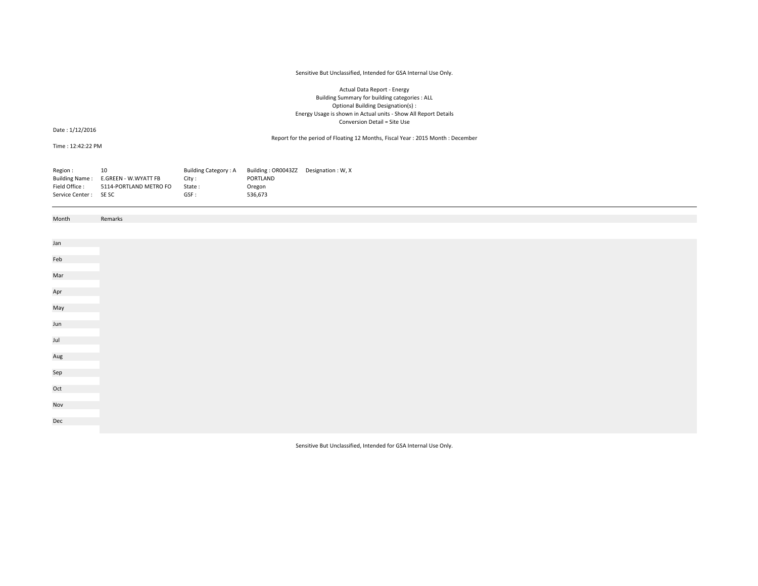Sensitive But Unclassified, Intended for GSA Internal Use Only.

Actual Data Report - Energy
Building Summary for building categories : ALL
Optional Building Designation(s) :
Energy Usage is shown in Actual units - Show All Report Details
Conversion Detail = Site Use

Date : 1/12/2016

Report for the period of Floating 12 Months, Fiscal Year : 2015 Month : December

Time : 12:42:22 PM

| | | | | |
|---|---|---|---|---|
| Region : | 10 | Building Category : A | Building : OR0043ZZ | Designation : W, X |
| Building Name : | E.GREEN - W.WYATT FB | City : | PORTLAND | |
| Field Office : | 5114-PORTLAND METRO FO | State : | Oregon | |
| Service Center : | SE SC | GSF : | 536,673 | |

| Month | Remarks |
|---|---|
| Jan | |
| Feb | |
| Mar | |
| Apr | |
| May | |
| Jun | |
| Jul | |
| Aug | |
| Sep | |
| Oct | |
| Nov | |
| Dec | |

Sensitive But Unclassified, Intended for GSA Internal Use Only.